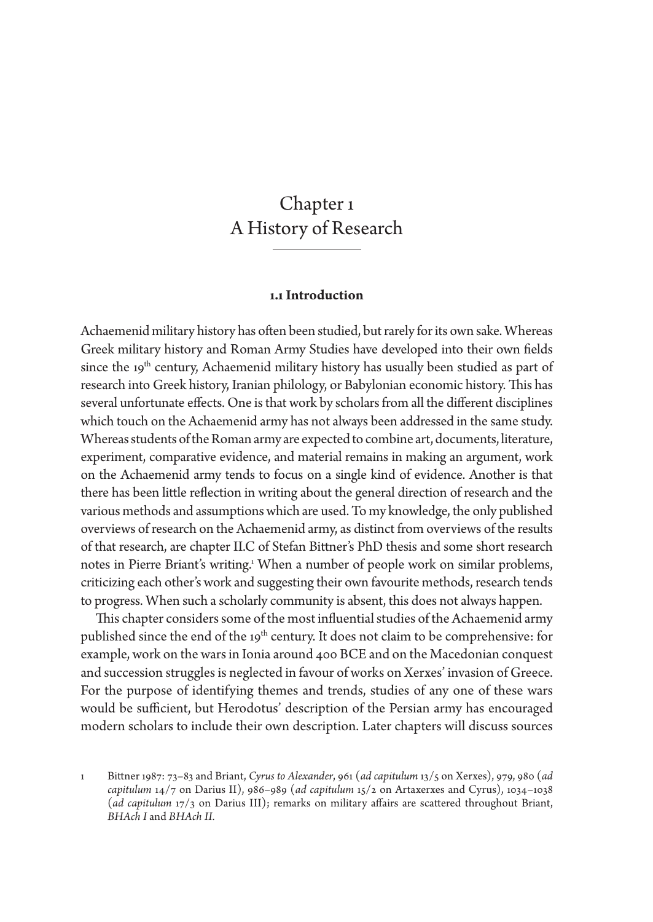# Chapter 1
# A History of Research

## 1.1 Introduction

Achaemenid military history has often been studied, but rarely for its own sake. Whereas Greek military history and Roman Army Studies have developed into their own fields since the 19th century, Achaemenid military history has usually been studied as part of research into Greek history, Iranian philology, or Babylonian economic history. This has several unfortunate effects. One is that work by scholars from all the different disciplines which touch on the Achaemenid army has not always been addressed in the same study. Whereas students of the Roman army are expected to combine art, documents, literature, experiment, comparative evidence, and material remains in making an argument, work on the Achaemenid army tends to focus on a single kind of evidence. Another is that there has been little reflection in writing about the general direction of research and the various methods and assumptions which are used. To my knowledge, the only published overviews of research on the Achaemenid army, as distinct from overviews of the results of that research, are chapter II.C of Stefan Bittner's PhD thesis and some short research notes in Pierre Briant's writing.[1] When a number of people work on similar problems, criticizing each other's work and suggesting their own favourite methods, research tends to progress. When such a scholarly community is absent, this does not always happen.

This chapter considers some of the most influential studies of the Achaemenid army published since the end of the 19th century. It does not claim to be comprehensive: for example, work on the wars in Ionia around 400 BCE and on the Macedonian conquest and succession struggles is neglected in favour of works on Xerxes' invasion of Greece. For the purpose of identifying themes and trends, studies of any one of these wars would be sufficient, but Herodotus' description of the Persian army has encouraged modern scholars to include their own description. Later chapters will discuss sources

[1] Bittner 1987: 73–83 and Briant, *Cyrus to Alexander*, 961 (*ad capitulum* 13/5 on Xerxes), 979, 980 (*ad capitulum* 14/7 on Darius II), 986–989 (*ad capitulum* 15/2 on Artaxerxes and Cyrus), 1034–1038 (*ad capitulum* 17/3 on Darius III); remarks on military affairs are scattered throughout Briant, *BHAch I* and *BHAch II*.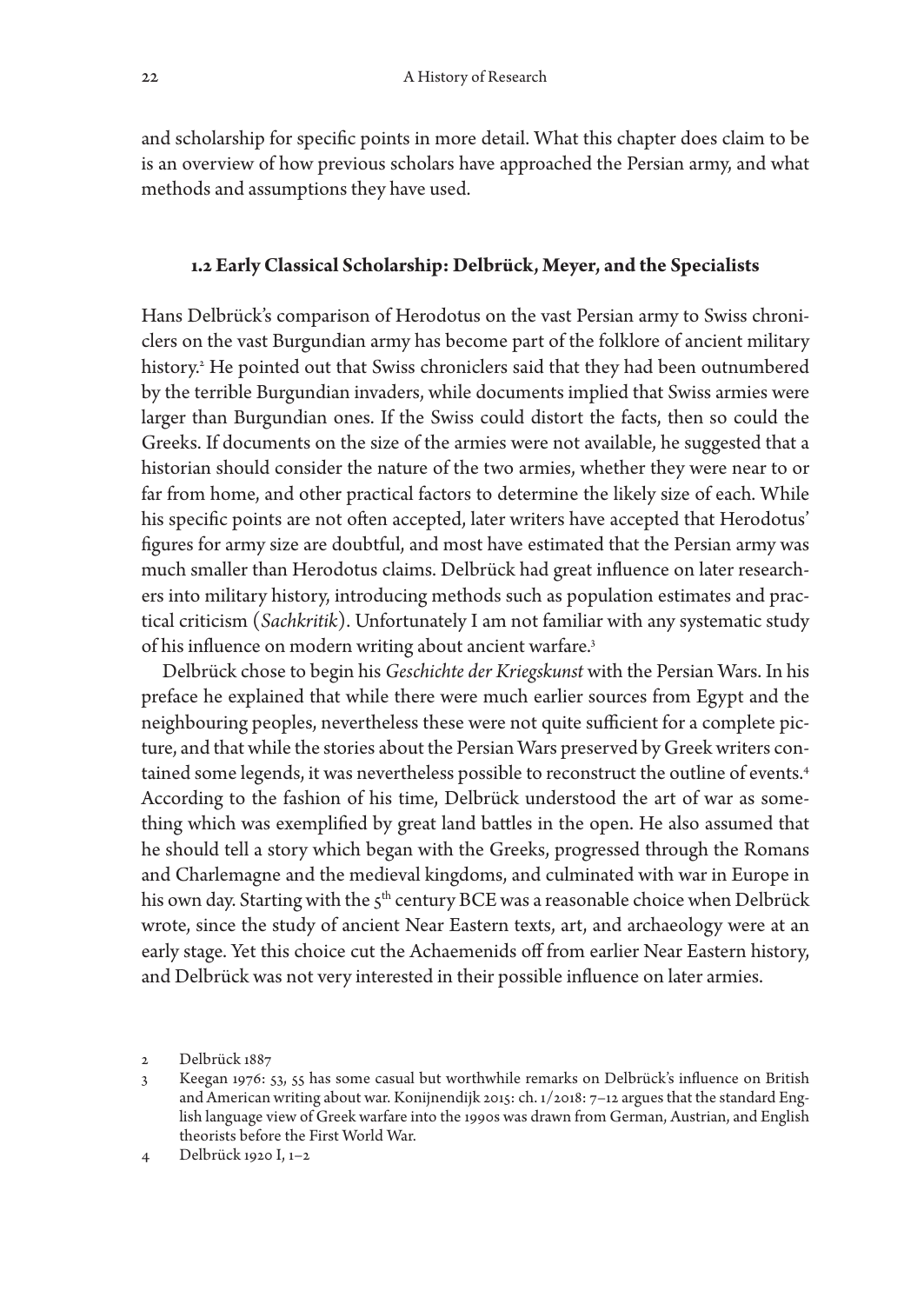and scholarship for specific points in more detail. What this chapter does claim to be is an overview of how previous scholars have approached the Persian army, and what methods and assumptions they have used.

## 1.2 Early Classical Scholarship: Delbrück, Meyer, and the Specialists

Hans Delbrück's comparison of Herodotus on the vast Persian army to Swiss chroniclers on the vast Burgundian army has become part of the folklore of ancient military history.[2] He pointed out that Swiss chroniclers said that they had been outnumbered by the terrible Burgundian invaders, while documents implied that Swiss armies were larger than Burgundian ones. If the Swiss could distort the facts, then so could the Greeks. If documents on the size of the armies were not available, he suggested that a historian should consider the nature of the two armies, whether they were near to or far from home, and other practical factors to determine the likely size of each. While his specific points are not often accepted, later writers have accepted that Herodotus' figures for army size are doubtful, and most have estimated that the Persian army was much smaller than Herodotus claims. Delbrück had great influence on later researchers into military history, introducing methods such as population estimates and practical criticism (*Sachkritik*). Unfortunately I am not familiar with any systematic study of his influence on modern writing about ancient warfare.[3]

Delbrück chose to begin his *Geschichte der Kriegskunst* with the Persian Wars. In his preface he explained that while there were much earlier sources from Egypt and the neighbouring peoples, nevertheless these were not quite sufficient for a complete picture, and that while the stories about the Persian Wars preserved by Greek writers contained some legends, it was nevertheless possible to reconstruct the outline of events.[4] According to the fashion of his time, Delbrück understood the art of war as something which was exemplified by great land battles in the open. He also assumed that he should tell a story which began with the Greeks, progressed through the Romans and Charlemagne and the medieval kingdoms, and culminated with war in Europe in his own day. Starting with the 5th century BCE was a reasonable choice when Delbrück wrote, since the study of ancient Near Eastern texts, art, and archaeology were at an early stage. Yet this choice cut the Achaemenids off from earlier Near Eastern history, and Delbrück was not very interested in their possible influence on later armies.

2 Delbrück 1887

3 Keegan 1976: 53, 55 has some casual but worthwhile remarks on Delbrück's influence on British and American writing about war. Konijnendijk 2015: ch. 1/2018: 7–12 argues that the standard English language view of Greek warfare into the 1990s was drawn from German, Austrian, and English theorists before the First World War.

4 Delbrück 1920 I, 1–2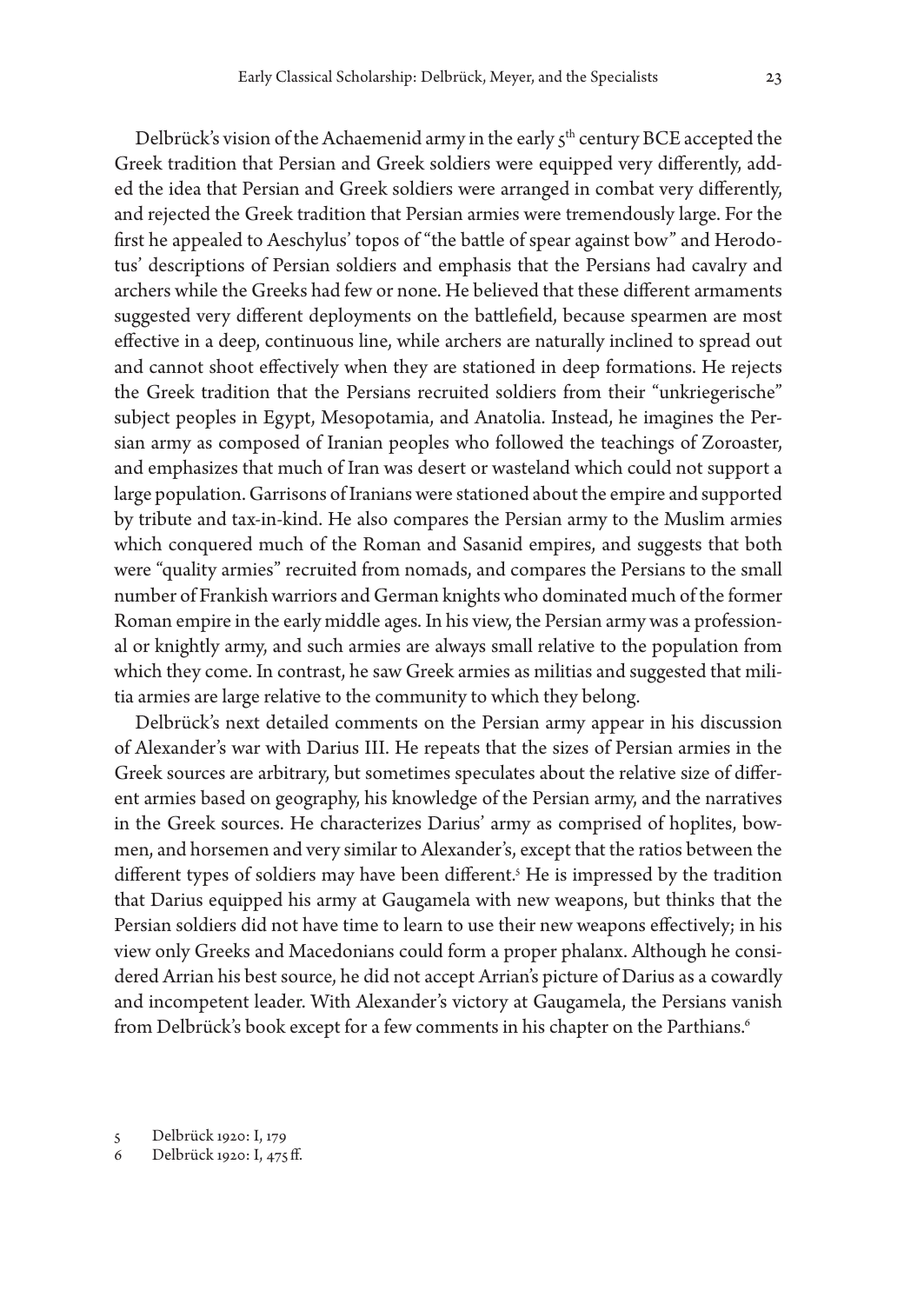Delbrück's vision of the Achaemenid army in the early 5$^{th}$ century BCE accepted the Greek tradition that Persian and Greek soldiers were equipped very differently, added the idea that Persian and Greek soldiers were arranged in combat very differently, and rejected the Greek tradition that Persian armies were tremendously large. For the first he appealed to Aeschylus' topos of "the battle of spear against bow" and Herodotus' descriptions of Persian soldiers and emphasis that the Persians had cavalry and archers while the Greeks had few or none. He believed that these different armaments suggested very different deployments on the battlefield, because spearmen are most effective in a deep, continuous line, while archers are naturally inclined to spread out and cannot shoot effectively when they are stationed in deep formations. He rejects the Greek tradition that the Persians recruited soldiers from their "unkriegerische" subject peoples in Egypt, Mesopotamia, and Anatolia. Instead, he imagines the Persian army as composed of Iranian peoples who followed the teachings of Zoroaster, and emphasizes that much of Iran was desert or wasteland which could not support a large population. Garrisons of Iranians were stationed about the empire and supported by tribute and tax-in-kind. He also compares the Persian army to the Muslim armies which conquered much of the Roman and Sasanid empires, and suggests that both were "quality armies" recruited from nomads, and compares the Persians to the small number of Frankish warriors and German knights who dominated much of the former Roman empire in the early middle ages. In his view, the Persian army was a professional or knightly army, and such armies are always small relative to the population from which they come. In contrast, he saw Greek armies as militias and suggested that militia armies are large relative to the community to which they belong.

Delbrück's next detailed comments on the Persian army appear in his discussion of Alexander's war with Darius III. He repeats that the sizes of Persian armies in the Greek sources are arbitrary, but sometimes speculates about the relative size of different armies based on geography, his knowledge of the Persian army, and the narratives in the Greek sources. He characterizes Darius' army as comprised of hoplites, bowmen, and horsemen and very similar to Alexander's, except that the ratios between the different types of soldiers may have been different.[5] He is impressed by the tradition that Darius equipped his army at Gaugamela with new weapons, but thinks that the Persian soldiers did not have time to learn to use their new weapons effectively; in his view only Greeks and Macedonians could form a proper phalanx. Although he considered Arrian his best source, he did not accept Arrian's picture of Darius as a cowardly and incompetent leader. With Alexander's victory at Gaugamela, the Persians vanish from Delbrück's book except for a few comments in his chapter on the Parthians.[6]

5 Delbrück 1920: I, 179

6 Delbrück 1920: I, 475 ff.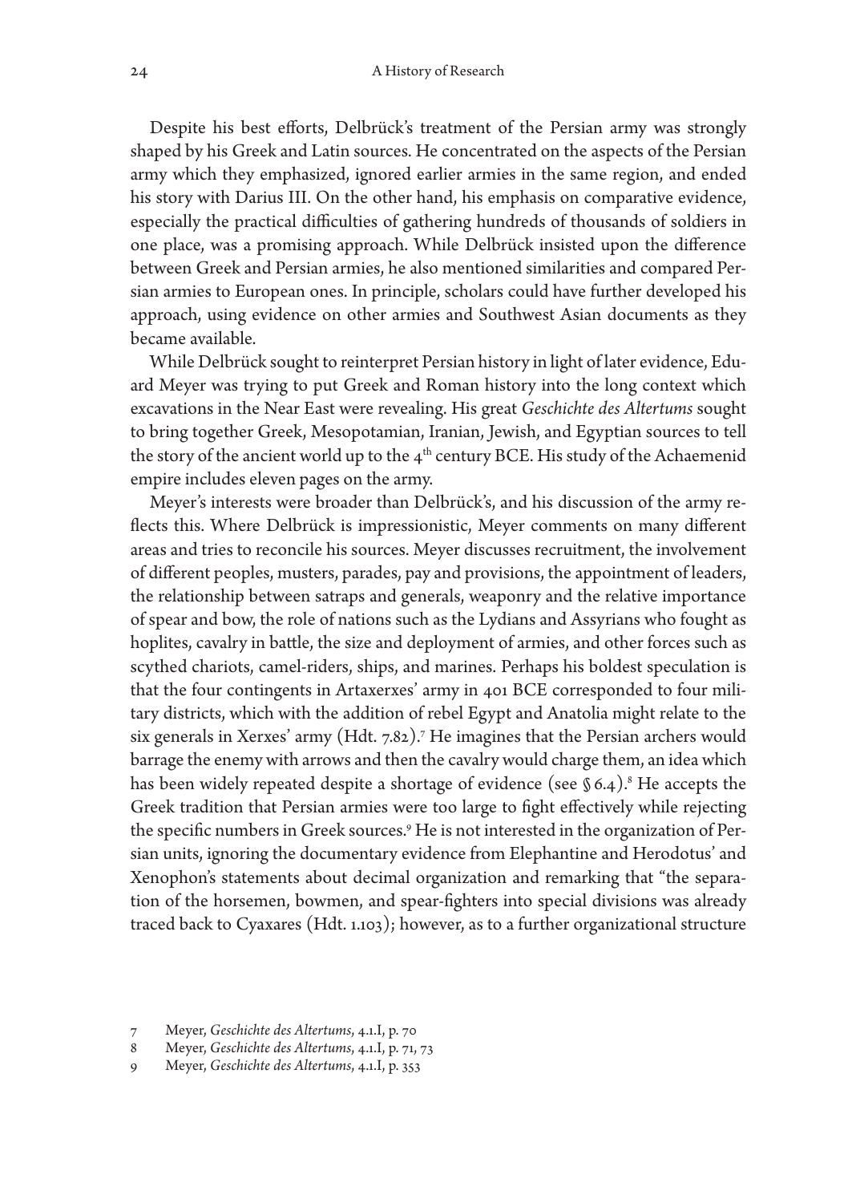Despite his best efforts, Delbrück's treatment of the Persian army was strongly shaped by his Greek and Latin sources. He concentrated on the aspects of the Persian army which they emphasized, ignored earlier armies in the same region, and ended his story with Darius III. On the other hand, his emphasis on comparative evidence, especially the practical difficulties of gathering hundreds of thousands of soldiers in one place, was a promising approach. While Delbrück insisted upon the difference between Greek and Persian armies, he also mentioned similarities and compared Persian armies to European ones. In principle, scholars could have further developed his approach, using evidence on other armies and Southwest Asian documents as they became available.

While Delbrück sought to reinterpret Persian history in light of later evidence, Eduard Meyer was trying to put Greek and Roman history into the long context which excavations in the Near East were revealing. His great *Geschichte des Altertums* sought to bring together Greek, Mesopotamian, Iranian, Jewish, and Egyptian sources to tell the story of the ancient world up to the 4th century BCE. His study of the Achaemenid empire includes eleven pages on the army.

Meyer's interests were broader than Delbrück's, and his discussion of the army reflects this. Where Delbrück is impressionistic, Meyer comments on many different areas and tries to reconcile his sources. Meyer discusses recruitment, the involvement of different peoples, musters, parades, pay and provisions, the appointment of leaders, the relationship between satraps and generals, weaponry and the relative importance of spear and bow, the role of nations such as the Lydians and Assyrians who fought as hoplites, cavalry in battle, the size and deployment of armies, and other forces such as scythed chariots, camel-riders, ships, and marines. Perhaps his boldest speculation is that the four contingents in Artaxerxes' army in 401 BCE corresponded to four military districts, which with the addition of rebel Egypt and Anatolia might relate to the six generals in Xerxes' army (Hdt. 7.82).[7] He imagines that the Persian archers would barrage the enemy with arrows and then the cavalry would charge them, an idea which has been widely repeated despite a shortage of evidence (see § 6.4).[8] He accepts the Greek tradition that Persian armies were too large to fight effectively while rejecting the specific numbers in Greek sources.[9] He is not interested in the organization of Persian units, ignoring the documentary evidence from Elephantine and Herodotus' and Xenophon's statements about decimal organization and remarking that "the separation of the horsemen, bowmen, and spear-fighters into special divisions was already traced back to Cyaxares (Hdt. 1.103); however, as to a further organizational structure

7 Meyer, *Geschichte des Altertums*, 4.1.I, p. 70

8 Meyer, *Geschichte des Altertums*, 4.1.I, p. 71, 73

9 Meyer, *Geschichte des Altertums*, 4.1.I, p. 353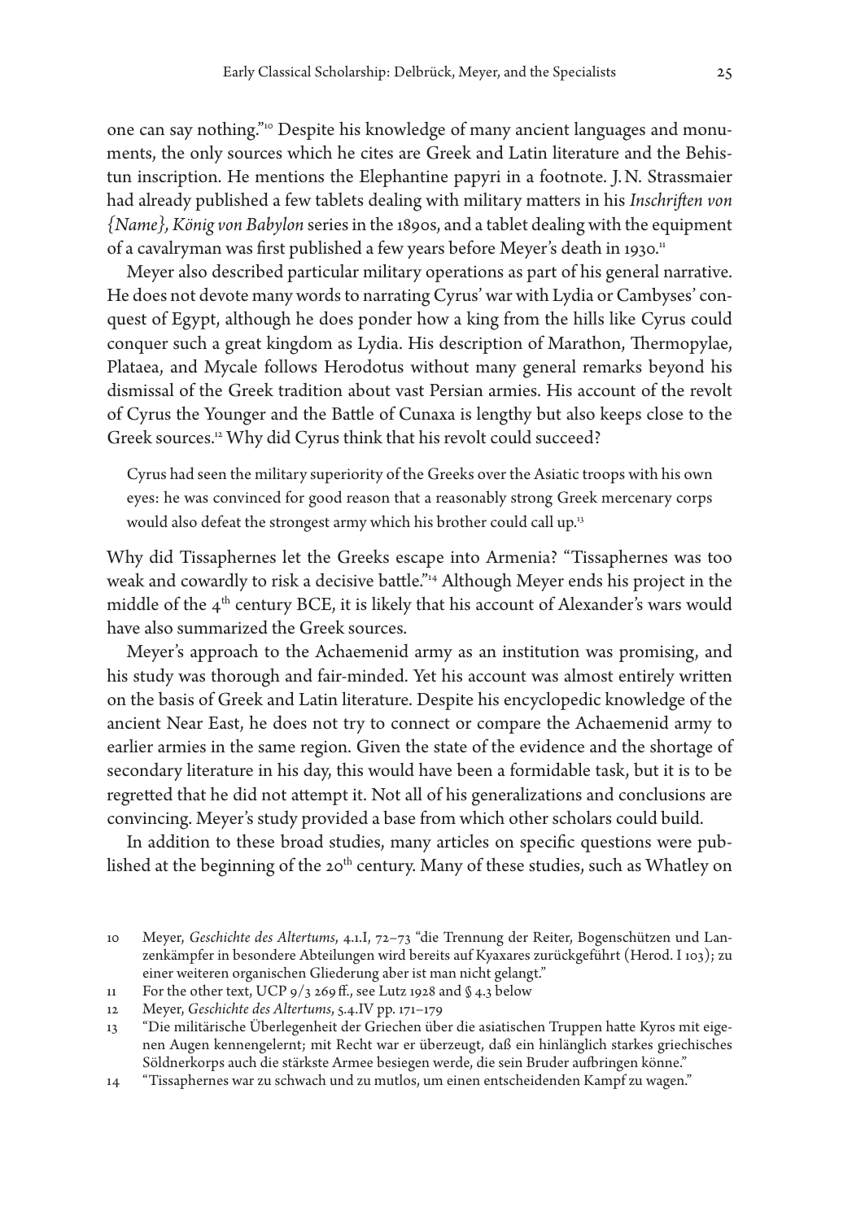one can say nothing."[10] Despite his knowledge of many ancient languages and monuments, the only sources which he cites are Greek and Latin literature and the Behistun inscription. He mentions the Elephantine papyri in a footnote. J.N. Strassmaier had already published a few tablets dealing with military matters in his *Inschriften von {Name}, König von Babylon* series in the 1890s, and a tablet dealing with the equipment of a cavalryman was first published a few years before Meyer's death in 1930.[11]

Meyer also described particular military operations as part of his general narrative. He does not devote many words to narrating Cyrus' war with Lydia or Cambyses' conquest of Egypt, although he does ponder how a king from the hills like Cyrus could conquer such a great kingdom as Lydia. His description of Marathon, Thermopylae, Plataea, and Mycale follows Herodotus without many general remarks beyond his dismissal of the Greek tradition about vast Persian armies. His account of the revolt of Cyrus the Younger and the Battle of Cunaxa is lengthy but also keeps close to the Greek sources.[12] Why did Cyrus think that his revolt could succeed?

> Cyrus had seen the military superiority of the Greeks over the Asiatic troops with his own eyes: he was convinced for good reason that a reasonably strong Greek mercenary corps would also defeat the strongest army which his brother could call up.[13]

Why did Tissaphernes let the Greeks escape into Armenia? "Tissaphernes was too weak and cowardly to risk a decisive battle."[14] Although Meyer ends his project in the middle of the 4th century BCE, it is likely that his account of Alexander's wars would have also summarized the Greek sources.

Meyer's approach to the Achaemenid army as an institution was promising, and his study was thorough and fair-minded. Yet his account was almost entirely written on the basis of Greek and Latin literature. Despite his encyclopedic knowledge of the ancient Near East, he does not try to connect or compare the Achaemenid army to earlier armies in the same region. Given the state of the evidence and the shortage of secondary literature in his day, this would have been a formidable task, but it is to be regretted that he did not attempt it. Not all of his generalizations and conclusions are convincing. Meyer's study provided a base from which other scholars could build.

In addition to these broad studies, many articles on specific questions were published at the beginning of the 20th century. Many of these studies, such as Whatley on

10 Meyer, *Geschichte des Altertums*, 4.1.I, 72–73 "die Trennung der Reiter, Bogenschützen und Lanzenkämpfer in besondere Abteilungen wird bereits auf Kyaxares zurückgeführt (Herod. I 103); zu einer weiteren organischen Gliederung aber ist man nicht gelangt."

11 For the other text, UCP 9/3 269 ff., see Lutz 1928 and § 4.3 below

12 Meyer, *Geschichte des Altertums*, 5.4.IV pp. 171–179

13 "Die militärische Überlegenheit der Griechen über die asiatischen Truppen hatte Kyros mit eigenen Augen kennengelernt; mit Recht war er überzeugt, daß ein hinlänglich starkes griechisches Söldnerkorps auch die stärkste Armee besiegen werde, die sein Bruder aufbringen könne."

14 "Tissaphernes war zu schwach und zu mutlos, um einen entscheidenden Kampf zu wagen."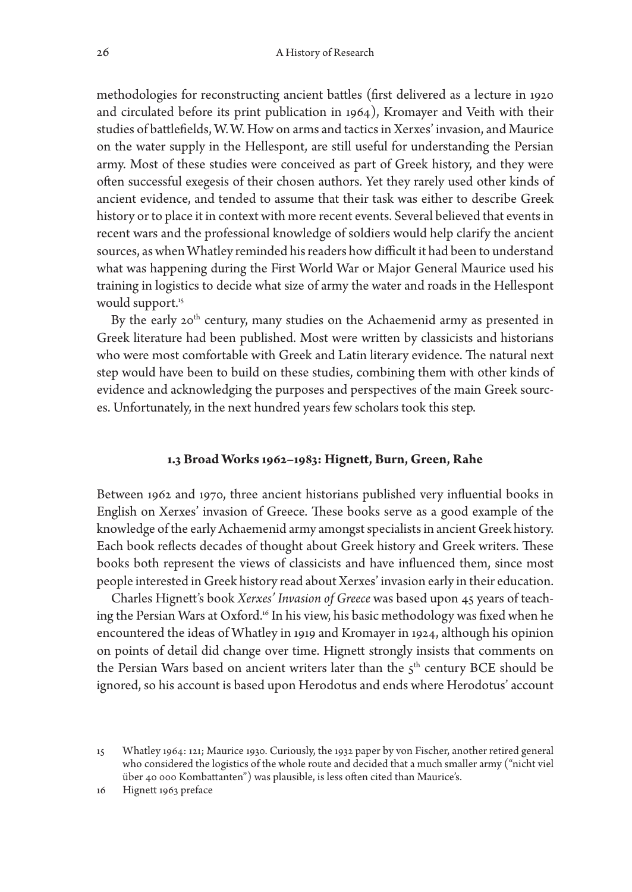methodologies for reconstructing ancient battles (first delivered as a lecture in 1920 and circulated before its print publication in 1964), Kromayer and Veith with their studies of battlefields, W. W. How on arms and tactics in Xerxes' invasion, and Maurice on the water supply in the Hellespont, are still useful for understanding the Persian army. Most of these studies were conceived as part of Greek history, and they were often successful exegesis of their chosen authors. Yet they rarely used other kinds of ancient evidence, and tended to assume that their task was either to describe Greek history or to place it in context with more recent events. Several believed that events in recent wars and the professional knowledge of soldiers would help clarify the ancient sources, as when Whatley reminded his readers how difficult it had been to understand what was happening during the First World War or Major General Maurice used his training in logistics to decide what size of army the water and roads in the Hellespont would support.[15]

By the early 20th century, many studies on the Achaemenid army as presented in Greek literature had been published. Most were written by classicists and historians who were most comfortable with Greek and Latin literary evidence. The natural next step would have been to build on these studies, combining them with other kinds of evidence and acknowledging the purposes and perspectives of the main Greek sources. Unfortunately, in the next hundred years few scholars took this step.

### 1.3 Broad Works 1962–1983: Hignett, Burn, Green, Rahe

Between 1962 and 1970, three ancient historians published very influential books in English on Xerxes' invasion of Greece. These books serve as a good example of the knowledge of the early Achaemenid army amongst specialists in ancient Greek history. Each book reflects decades of thought about Greek history and Greek writers. These books both represent the views of classicists and have influenced them, since most people interested in Greek history read about Xerxes' invasion early in their education.

Charles Hignett's book *Xerxes' Invasion of Greece* was based upon 45 years of teaching the Persian Wars at Oxford.[16] In his view, his basic methodology was fixed when he encountered the ideas of Whatley in 1919 and Kromayer in 1924, although his opinion on points of detail did change over time. Hignett strongly insists that comments on the Persian Wars based on ancient writers later than the 5th century BCE should be ignored, so his account is based upon Herodotus and ends where Herodotus' account

15 Whatley 1964: 121; Maurice 1930. Curiously, the 1932 paper by von Fischer, another retired general who considered the logistics of the whole route and decided that a much smaller army ("nicht viel über 40 000 Kombattanten") was plausible, is less often cited than Maurice's.

16 Hignett 1963 preface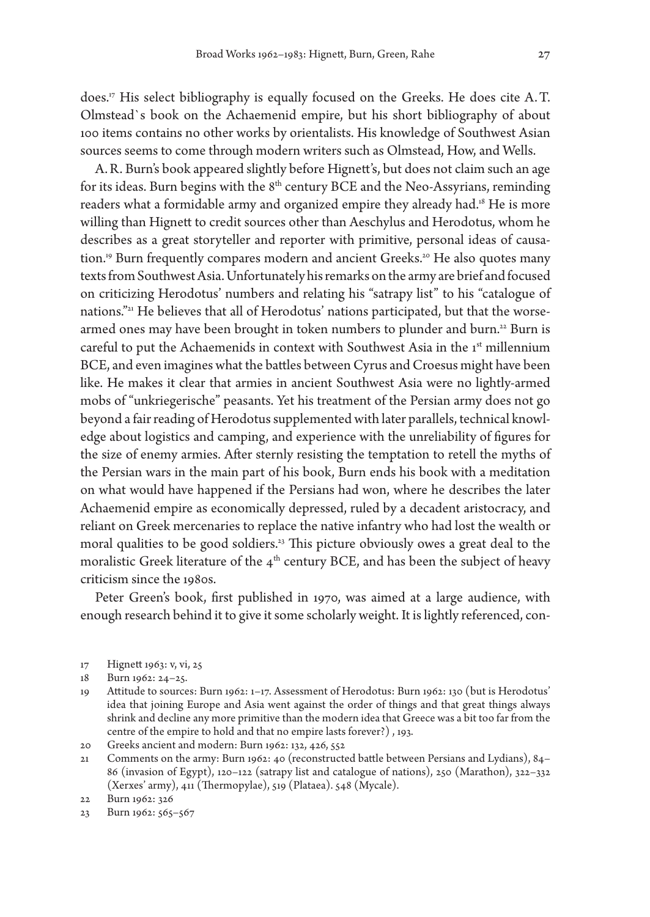does.[17] His select bibliography is equally focused on the Greeks. He does cite A. T. Olmstead`s book on the Achaemenid empire, but his short bibliography of about 100 items contains no other works by orientalists. His knowledge of Southwest Asian sources seems to come through modern writers such as Olmstead, How, and Wells.

A. R. Burn's book appeared slightly before Hignett's, but does not claim such an age for its ideas. Burn begins with the 8th century BCE and the Neo-Assyrians, reminding readers what a formidable army and organized empire they already had.[18] He is more willing than Hignett to credit sources other than Aeschylus and Herodotus, whom he describes as a great storyteller and reporter with primitive, personal ideas of causation.[19] Burn frequently compares modern and ancient Greeks.[20] He also quotes many texts from Southwest Asia. Unfortunately his remarks on the army are brief and focused on criticizing Herodotus' numbers and relating his "satrapy list" to his "catalogue of nations."[21] He believes that all of Herodotus' nations participated, but that the worse-armed ones may have been brought in token numbers to plunder and burn.[22] Burn is careful to put the Achaemenids in context with Southwest Asia in the 1st millennium BCE, and even imagines what the battles between Cyrus and Croesus might have been like. He makes it clear that armies in ancient Southwest Asia were no lightly-armed mobs of "unkriegerische" peasants. Yet his treatment of the Persian army does not go beyond a fair reading of Herodotus supplemented with later parallels, technical knowledge about logistics and camping, and experience with the unreliability of figures for the size of enemy armies. After sternly resisting the temptation to retell the myths of the Persian wars in the main part of his book, Burn ends his book with a meditation on what would have happened if the Persians had won, where he describes the later Achaemenid empire as economically depressed, ruled by a decadent aristocracy, and reliant on Greek mercenaries to replace the native infantry who had lost the wealth or moral qualities to be good soldiers.[23] This picture obviously owes a great deal to the moralistic Greek literature of the 4th century BCE, and has been the subject of heavy criticism since the 1980s.

Peter Green's book, first published in 1970, was aimed at a large audience, with enough research behind it to give it some scholarly weight. It is lightly referenced, con-

17 Hignett 1963: v, vi, 25

18 Burn 1962: 24–25.

19 Attitude to sources: Burn 1962: 1–17. Assessment of Herodotus: Burn 1962: 130 (but is Herodotus' idea that joining Europe and Asia went against the order of things and that great things always shrink and decline any more primitive than the modern idea that Greece was a bit too far from the centre of the empire to hold and that no empire lasts forever?) , 193.

20 Greeks ancient and modern: Burn 1962: 132, 426, 552

21 Comments on the army: Burn 1962: 40 (reconstructed battle between Persians and Lydians), 84–86 (invasion of Egypt), 120–122 (satrapy list and catalogue of nations), 250 (Marathon), 322–332 (Xerxes' army), 411 (Thermopylae), 519 (Plataea). 548 (Mycale).

22 Burn 1962: 326

23 Burn 1962: 565–567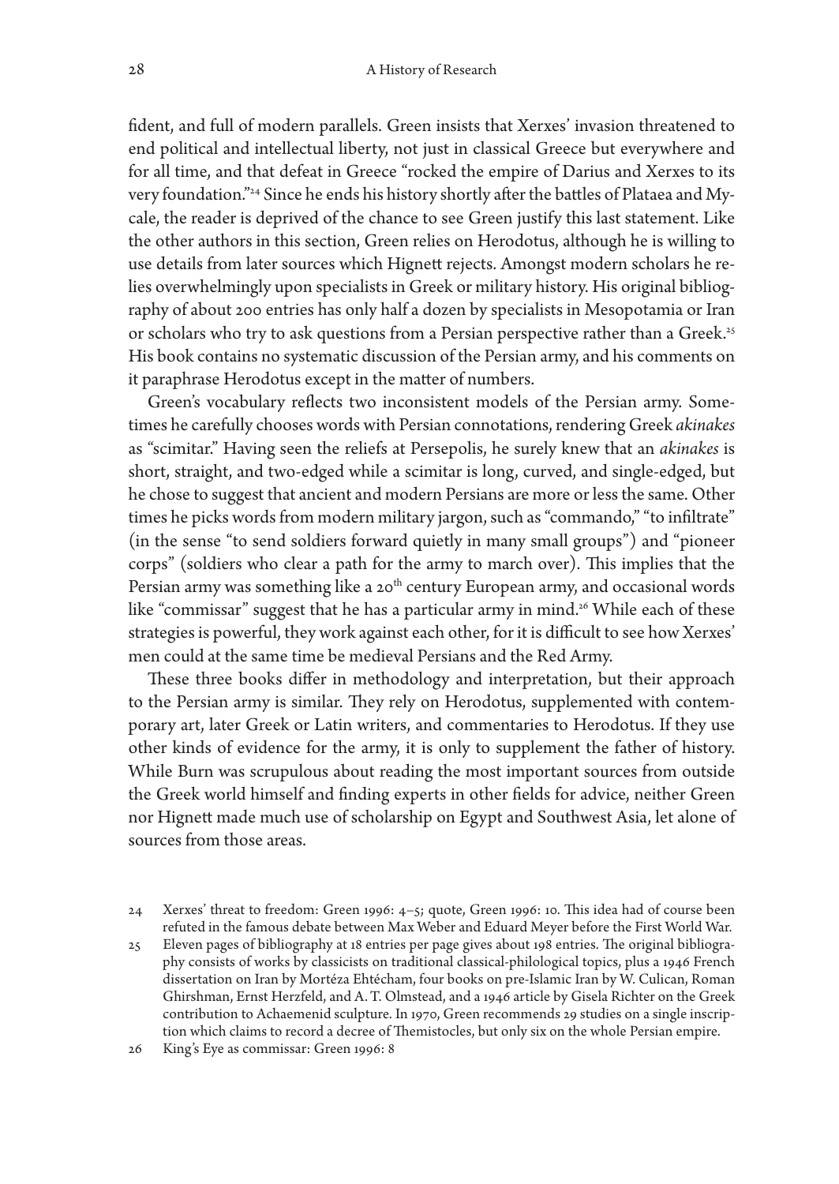fident, and full of modern parallels. Green insists that Xerxes' invasion threatened to end political and intellectual liberty, not just in classical Greece but everywhere and for all time, and that defeat in Greece "rocked the empire of Darius and Xerxes to its very foundation."[24] Since he ends his history shortly after the battles of Plataea and Mycale, the reader is deprived of the chance to see Green justify this last statement. Like the other authors in this section, Green relies on Herodotus, although he is willing to use details from later sources which Hignett rejects. Amongst modern scholars he relies overwhelmingly upon specialists in Greek or military history. His original bibliography of about 200 entries has only half a dozen by specialists in Mesopotamia or Iran or scholars who try to ask questions from a Persian perspective rather than a Greek.[25] His book contains no systematic discussion of the Persian army, and his comments on it paraphrase Herodotus except in the matter of numbers.

Green's vocabulary reflects two inconsistent models of the Persian army. Sometimes he carefully chooses words with Persian connotations, rendering Greek *akinakes* as "scimitar." Having seen the reliefs at Persepolis, he surely knew that an *akinakes* is short, straight, and two-edged while a scimitar is long, curved, and single-edged, but he chose to suggest that ancient and modern Persians are more or less the same. Other times he picks words from modern military jargon, such as "commando," "to infiltrate" (in the sense "to send soldiers forward quietly in many small groups") and "pioneer corps" (soldiers who clear a path for the army to march over). This implies that the Persian army was something like a 20th century European army, and occasional words like "commissar" suggest that he has a particular army in mind.[26] While each of these strategies is powerful, they work against each other, for it is difficult to see how Xerxes' men could at the same time be medieval Persians and the Red Army.

These three books differ in methodology and interpretation, but their approach to the Persian army is similar. They rely on Herodotus, supplemented with contemporary art, later Greek or Latin writers, and commentaries to Herodotus. If they use other kinds of evidence for the army, it is only to supplement the father of history. While Burn was scrupulous about reading the most important sources from outside the Greek world himself and finding experts in other fields for advice, neither Green nor Hignett made much use of scholarship on Egypt and Southwest Asia, let alone of sources from those areas.

24 Xerxes' threat to freedom: Green 1996: 4–5; quote, Green 1996: 10. This idea had of course been refuted in the famous debate between Max Weber and Eduard Meyer before the First World War.

25 Eleven pages of bibliography at 18 entries per page gives about 198 entries. The original bibliography consists of works by classicists on traditional classical-philological topics, plus a 1946 French dissertation on Iran by Mortéza Ehtécham, four books on pre-Islamic Iran by W. Culican, Roman Ghirshman, Ernst Herzfeld, and A. T. Olmstead, and a 1946 article by Gisela Richter on the Greek contribution to Achaemenid sculpture. In 1970, Green recommends 29 studies on a single inscription which claims to record a decree of Themistocles, but only six on the whole Persian empire.

26 King's Eye as commissar: Green 1996: 8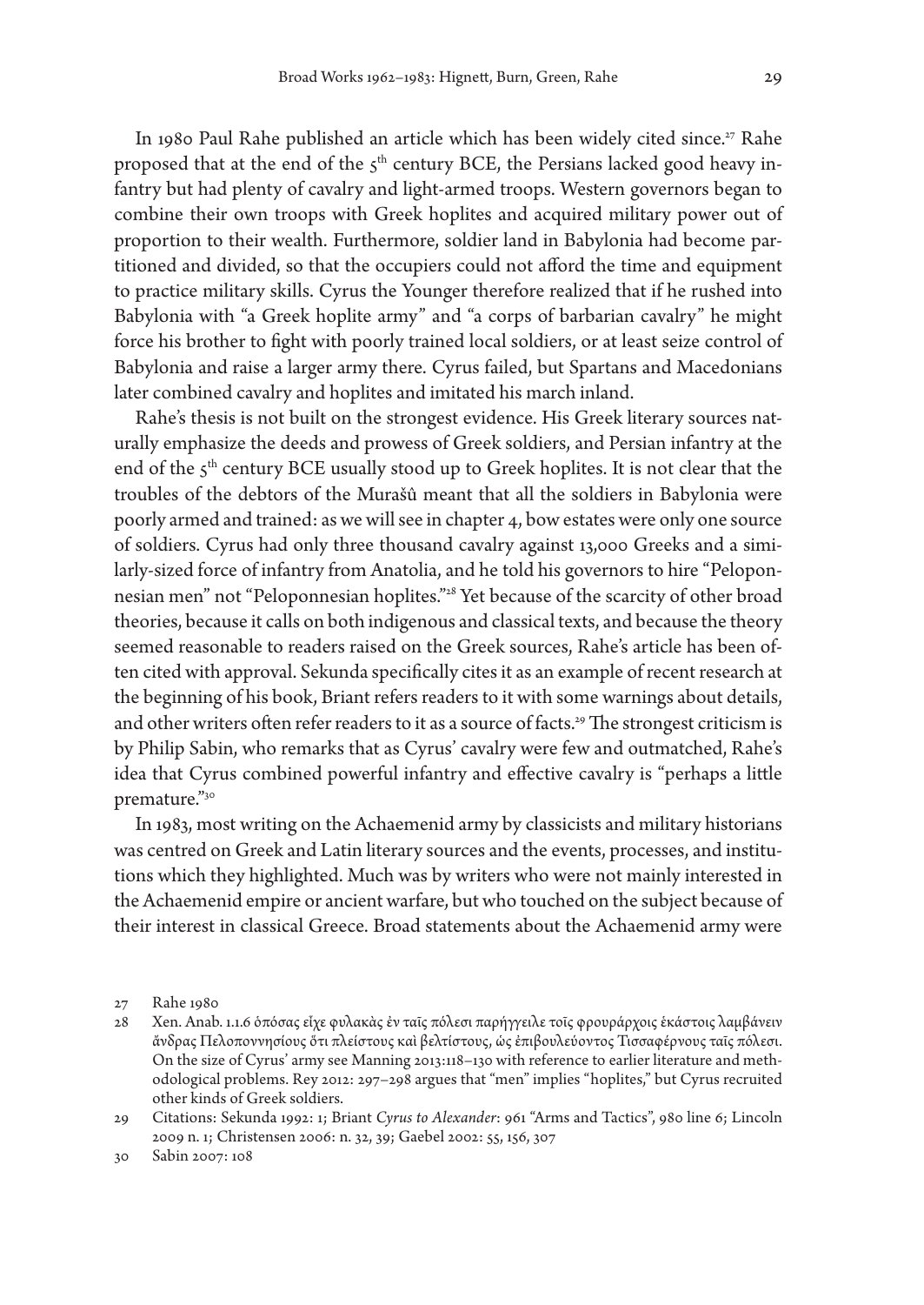In 1980 Paul Rahe published an article which has been widely cited since.[27] Rahe proposed that at the end of the 5th century BCE, the Persians lacked good heavy infantry but had plenty of cavalry and light-armed troops. Western governors began to combine their own troops with Greek hoplites and acquired military power out of proportion to their wealth. Furthermore, soldier land in Babylonia had become partitioned and divided, so that the occupiers could not afford the time and equipment to practice military skills. Cyrus the Younger therefore realized that if he rushed into Babylonia with "a Greek hoplite army" and "a corps of barbarian cavalry" he might force his brother to fight with poorly trained local soldiers, or at least seize control of Babylonia and raise a larger army there. Cyrus failed, but Spartans and Macedonians later combined cavalry and hoplites and imitated his march inland.

Rahe's thesis is not built on the strongest evidence. His Greek literary sources naturally emphasize the deeds and prowess of Greek soldiers, and Persian infantry at the end of the 5th century BCE usually stood up to Greek hoplites. It is not clear that the troubles of the debtors of the Murašû meant that all the soldiers in Babylonia were poorly armed and trained: as we will see in chapter 4, bow estates were only one source of soldiers. Cyrus had only three thousand cavalry against 13,000 Greeks and a similarly-sized force of infantry from Anatolia, and he told his governors to hire "Peloponnesian men" not "Peloponnesian hoplites."[28] Yet because of the scarcity of other broad theories, because it calls on both indigenous and classical texts, and because the theory seemed reasonable to readers raised on the Greek sources, Rahe's article has been often cited with approval. Sekunda specifically cites it as an example of recent research at the beginning of his book, Briant refers readers to it with some warnings about details, and other writers often refer readers to it as a source of facts.[29] The strongest criticism is by Philip Sabin, who remarks that as Cyrus' cavalry were few and outmatched, Rahe's idea that Cyrus combined powerful infantry and effective cavalry is "perhaps a little premature."[30]

In 1983, most writing on the Achaemenid army by classicists and military historians was centred on Greek and Latin literary sources and the events, processes, and institutions which they highlighted. Much was by writers who were not mainly interested in the Achaemenid empire or ancient warfare, but who touched on the subject because of their interest in classical Greece. Broad statements about the Achaemenid army were

---

27 Rahe 1980

28 Xen. Anab. 1.1.6 ὁπόσας εἶχε φυλακὰς ἐν ταῖς πόλεσι παρήγγειλε τοῖς φρουράρχοις ἑκάστοις λαμβάνειν ἄνδρας Πελοποννησίους ὅτι πλείστους καὶ βελτίστους, ὡς ἐπιβουλεύοντος Τισσαφέρνους ταῖς πόλεσι. On the size of Cyrus' army see Manning 2013:118–130 with reference to earlier literature and methodological problems. Rey 2012: 297–298 argues that "men" implies "hoplites," but Cyrus recruited other kinds of Greek soldiers.

29 Citations: Sekunda 1992: 1; Briant *Cyrus to Alexander*: 961 "Arms and Tactics", 980 line 6; Lincoln 2009 n. 1; Christensen 2006: n. 32, 39; Gaebel 2002: 55, 156, 307

30 Sabin 2007: 108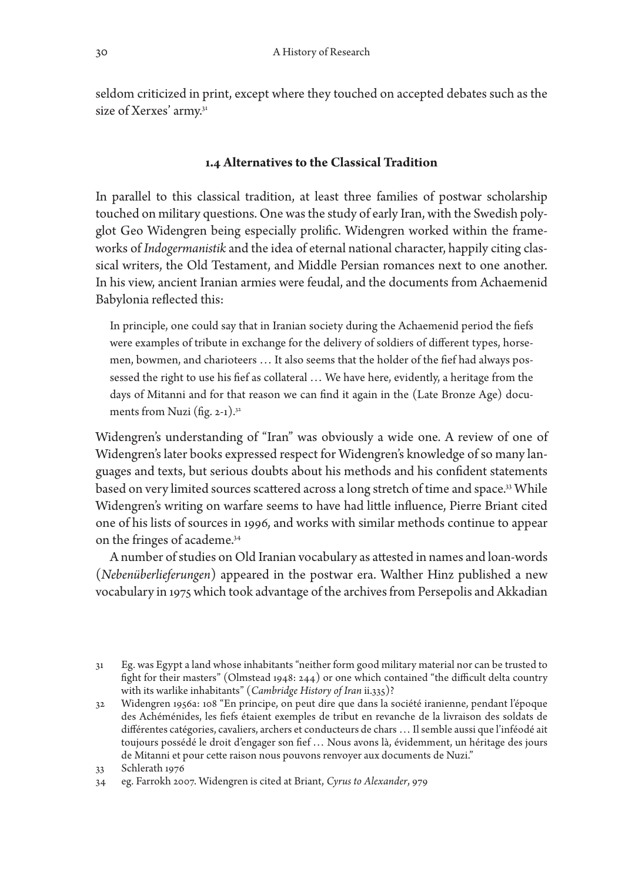seldom criticized in print, except where they touched on accepted debates such as the size of Xerxes' army.[31]

### 1.4 Alternatives to the Classical Tradition

In parallel to this classical tradition, at least three families of postwar scholarship touched on military questions. One was the study of early Iran, with the Swedish polyglot Geo Widengren being especially prolific. Widengren worked within the frameworks of *Indogermanistik* and the idea of eternal national character, happily citing classical writers, the Old Testament, and Middle Persian romances next to one another. In his view, ancient Iranian armies were feudal, and the documents from Achaemenid Babylonia reflected this:

> In principle, one could say that in Iranian society during the Achaemenid period the fiefs were examples of tribute in exchange for the delivery of soldiers of different types, horsemen, bowmen, and charioteers … It also seems that the holder of the fief had always possessed the right to use his fief as collateral … We have here, evidently, a heritage from the days of Mitanni and for that reason we can find it again in the (Late Bronze Age) documents from Nuzi (fig. 2-1).[32]

Widengren's understanding of "Iran" was obviously a wide one. A review of one of Widengren's later books expressed respect for Widengren's knowledge of so many languages and texts, but serious doubts about his methods and his confident statements based on very limited sources scattered across a long stretch of time and space.[33] While Widengren's writing on warfare seems to have had little influence, Pierre Briant cited one of his lists of sources in 1996, and works with similar methods continue to appear on the fringes of academe.[34]

A number of studies on Old Iranian vocabulary as attested in names and loan-words (*Nebenüberlieferungen*) appeared in the postwar era. Walther Hinz published a new vocabulary in 1975 which took advantage of the archives from Persepolis and Akkadian

---

31 Eg. was Egypt a land whose inhabitants "neither form good military material nor can be trusted to fight for their masters" (Olmstead 1948: 244) or one which contained "the difficult delta country with its warlike inhabitants" (*Cambridge History of Iran* ii.335)?

32 Widengren 1956a: 108 "En principe, on peut dire que dans la société iranienne, pendant l'époque des Achéménides, les fiefs étaient exemples de tribut en revanche de la livraison des soldats de différentes catégories, cavaliers, archers et conducteurs de chars … Il semble aussi que l'inféodé ait toujours possédé le droit d'engager son fief … Nous avons là, évidemment, un héritage des jours de Mitanni et pour cette raison nous pouvons renvoyer aux documents de Nuzi."

33 Schlerath 1976

34 eg. Farrokh 2007. Widengren is cited at Briant, *Cyrus to Alexander*, 979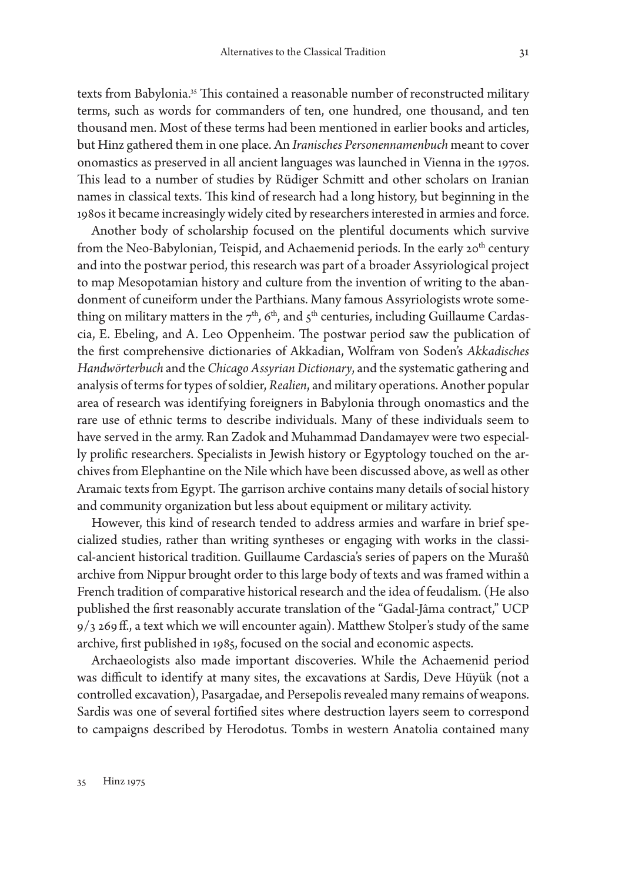texts from Babylonia.[35] This contained a reasonable number of reconstructed military terms, such as words for commanders of ten, one hundred, one thousand, and ten thousand men. Most of these terms had been mentioned in earlier books and articles, but Hinz gathered them in one place. An *Iranisches Personennamenbuch* meant to cover onomastics as preserved in all ancient languages was launched in Vienna in the 1970s. This lead to a number of studies by Rüdiger Schmitt and other scholars on Iranian names in classical texts. This kind of research had a long history, but beginning in the 1980s it became increasingly widely cited by researchers interested in armies and force.

Another body of scholarship focused on the plentiful documents which survive from the Neo-Babylonian, Teispid, and Achaemenid periods. In the early 20th century and into the postwar period, this research was part of a broader Assyriological project to map Mesopotamian history and culture from the invention of writing to the abandonment of cuneiform under the Parthians. Many famous Assyriologists wrote something on military matters in the 7th, 6th, and 5th centuries, including Guillaume Cardascia, E. Ebeling, and A. Leo Oppenheim. The postwar period saw the publication of the first comprehensive dictionaries of Akkadian, Wolfram von Soden's *Akkadisches Handwörterbuch* and the *Chicago Assyrian Dictionary*, and the systematic gathering and analysis of terms for types of soldier, *Realien*, and military operations. Another popular area of research was identifying foreigners in Babylonia through onomastics and the rare use of ethnic terms to describe individuals. Many of these individuals seem to have served in the army. Ran Zadok and Muhammad Dandamayev were two especially prolific researchers. Specialists in Jewish history or Egyptology touched on the archives from Elephantine on the Nile which have been discussed above, as well as other Aramaic texts from Egypt. The garrison archive contains many details of social history and community organization but less about equipment or military activity.

However, this kind of research tended to address armies and warfare in brief specialized studies, rather than writing syntheses or engaging with works in the classical-ancient historical tradition. Guillaume Cardascia's series of papers on the Murašû archive from Nippur brought order to this large body of texts and was framed within a French tradition of comparative historical research and the idea of feudalism. (He also published the first reasonably accurate translation of the "Gadal-Jâma contract," UCP 9/3 269 ff., a text which we will encounter again). Matthew Stolper's study of the same archive, first published in 1985, focused on the social and economic aspects.

Archaeologists also made important discoveries. While the Achaemenid period was difficult to identify at many sites, the excavations at Sardis, Deve Hüyük (not a controlled excavation), Pasargadae, and Persepolis revealed many remains of weapons. Sardis was one of several fortified sites where destruction layers seem to correspond to campaigns described by Herodotus. Tombs in western Anatolia contained many

35 Hinz 1975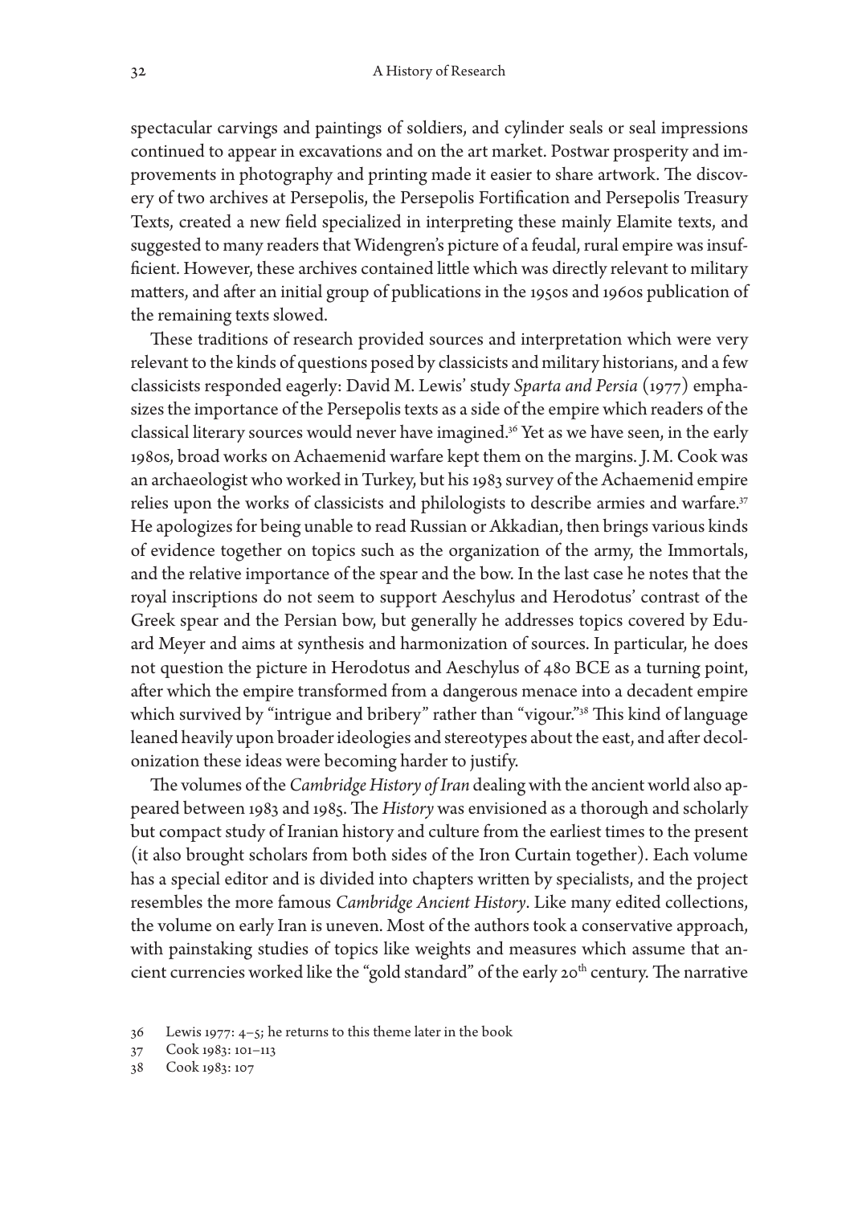spectacular carvings and paintings of soldiers, and cylinder seals or seal impressions continued to appear in excavations and on the art market. Postwar prosperity and improvements in photography and printing made it easier to share artwork. The discovery of two archives at Persepolis, the Persepolis Fortification and Persepolis Treasury Texts, created a new field specialized in interpreting these mainly Elamite texts, and suggested to many readers that Widengren's picture of a feudal, rural empire was insufficient. However, these archives contained little which was directly relevant to military matters, and after an initial group of publications in the 1950s and 1960s publication of the remaining texts slowed.

These traditions of research provided sources and interpretation which were very relevant to the kinds of questions posed by classicists and military historians, and a few classicists responded eagerly: David M. Lewis' study *Sparta and Persia* (1977) emphasizes the importance of the Persepolis texts as a side of the empire which readers of the classical literary sources would never have imagined.[36] Yet as we have seen, in the early 1980s, broad works on Achaemenid warfare kept them on the margins. J.M. Cook was an archaeologist who worked in Turkey, but his 1983 survey of the Achaemenid empire relies upon the works of classicists and philologists to describe armies and warfare.[37] He apologizes for being unable to read Russian or Akkadian, then brings various kinds of evidence together on topics such as the organization of the army, the Immortals, and the relative importance of the spear and the bow. In the last case he notes that the royal inscriptions do not seem to support Aeschylus and Herodotus' contrast of the Greek spear and the Persian bow, but generally he addresses topics covered by Eduard Meyer and aims at synthesis and harmonization of sources. In particular, he does not question the picture in Herodotus and Aeschylus of 480 BCE as a turning point, after which the empire transformed from a dangerous menace into a decadent empire which survived by "intrigue and bribery" rather than "vigour."[38] This kind of language leaned heavily upon broader ideologies and stereotypes about the east, and after decolonization these ideas were becoming harder to justify.

The volumes of the *Cambridge History of Iran* dealing with the ancient world also appeared between 1983 and 1985. The *History* was envisioned as a thorough and scholarly but compact study of Iranian history and culture from the earliest times to the present (it also brought scholars from both sides of the Iron Curtain together). Each volume has a special editor and is divided into chapters written by specialists, and the project resembles the more famous *Cambridge Ancient History*. Like many edited collections, the volume on early Iran is uneven. Most of the authors took a conservative approach, with painstaking studies of topics like weights and measures which assume that ancient currencies worked like the "gold standard" of the early 20th century. The narrative

36 Lewis 1977: 4–5; he returns to this theme later in the book

37 Cook 1983: 101–113

38 Cook 1983: 107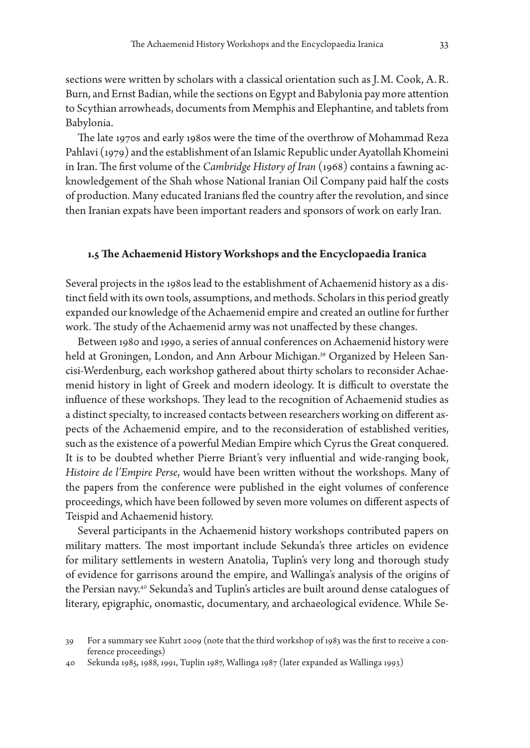sections were written by scholars with a classical orientation such as J. M. Cook, A. R. Burn, and Ernst Badian, while the sections on Egypt and Babylonia pay more attention to Scythian arrowheads, documents from Memphis and Elephantine, and tablets from Babylonia.

The late 1970s and early 1980s were the time of the overthrow of Mohammad Reza Pahlavi (1979) and the establishment of an Islamic Republic under Ayatollah Khomeini in Iran. The first volume of the *Cambridge History of Iran* (1968) contains a fawning acknowledgement of the Shah whose National Iranian Oil Company paid half the costs of production. Many educated Iranians fled the country after the revolution, and since then Iranian expats have been important readers and sponsors of work on early Iran.

### 1.5 The Achaemenid History Workshops and the Encyclopaedia Iranica

Several projects in the 1980s lead to the establishment of Achaemenid history as a distinct field with its own tools, assumptions, and methods. Scholars in this period greatly expanded our knowledge of the Achaemenid empire and created an outline for further work. The study of the Achaemenid army was not unaffected by these changes.

Between 1980 and 1990, a series of annual conferences on Achaemenid history were held at Groningen, London, and Ann Arbour Michigan.[39] Organized by Heleen Sancisi-Werdenburg, each workshop gathered about thirty scholars to reconsider Achaemenid history in light of Greek and modern ideology. It is difficult to overstate the influence of these workshops. They lead to the recognition of Achaemenid studies as a distinct specialty, to increased contacts between researchers working on different aspects of the Achaemenid empire, and to the reconsideration of established verities, such as the existence of a powerful Median Empire which Cyrus the Great conquered. It is to be doubted whether Pierre Briant's very influential and wide-ranging book, *Histoire de l'Empire Perse*, would have been written without the workshops. Many of the papers from the conference were published in the eight volumes of conference proceedings, which have been followed by seven more volumes on different aspects of Teispid and Achaemenid history.

Several participants in the Achaemenid history workshops contributed papers on military matters. The most important include Sekunda's three articles on evidence for military settlements in western Anatolia, Tuplin's very long and thorough study of evidence for garrisons around the empire, and Wallinga's analysis of the origins of the Persian navy.[40] Sekunda's and Tuplin's articles are built around dense catalogues of literary, epigraphic, onomastic, documentary, and archaeological evidence. While Se-

39 For a summary see Kuhrt 2009 (note that the third workshop of 1983 was the first to receive a conference proceedings)

40 Sekunda 1985, 1988, 1991, Tuplin 1987, Wallinga 1987 (later expanded as Wallinga 1993)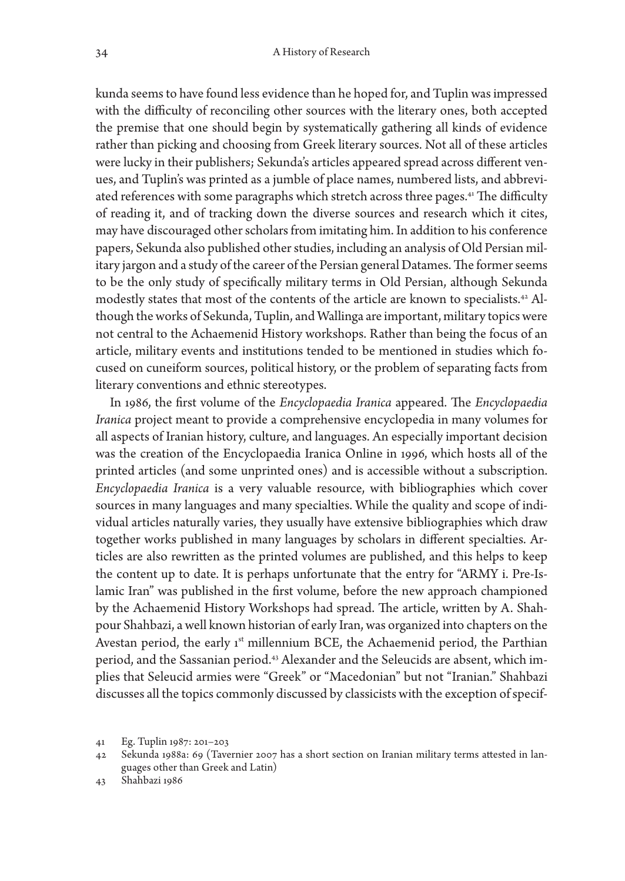kunda seems to have found less evidence than he hoped for, and Tuplin was impressed with the difficulty of reconciling other sources with the literary ones, both accepted the premise that one should begin by systematically gathering all kinds of evidence rather than picking and choosing from Greek literary sources. Not all of these articles were lucky in their publishers; Sekunda's articles appeared spread across different venues, and Tuplin's was printed as a jumble of place names, numbered lists, and abbreviated references with some paragraphs which stretch across three pages.[41] The difficulty of reading it, and of tracking down the diverse sources and research which it cites, may have discouraged other scholars from imitating him. In addition to his conference papers, Sekunda also published other studies, including an analysis of Old Persian military jargon and a study of the career of the Persian general Datames. The former seems to be the only study of specifically military terms in Old Persian, although Sekunda modestly states that most of the contents of the article are known to specialists.[42] Although the works of Sekunda, Tuplin, and Wallinga are important, military topics were not central to the Achaemenid History workshops. Rather than being the focus of an article, military events and institutions tended to be mentioned in studies which focused on cuneiform sources, political history, or the problem of separating facts from literary conventions and ethnic stereotypes.

In 1986, the first volume of the *Encyclopaedia Iranica* appeared. The *Encyclopaedia Iranica* project meant to provide a comprehensive encyclopedia in many volumes for all aspects of Iranian history, culture, and languages. An especially important decision was the creation of the Encyclopaedia Iranica Online in 1996, which hosts all of the printed articles (and some unprinted ones) and is accessible without a subscription. *Encyclopaedia Iranica* is a very valuable resource, with bibliographies which cover sources in many languages and many specialties. While the quality and scope of individual articles naturally varies, they usually have extensive bibliographies which draw together works published in many languages by scholars in different specialties. Articles are also rewritten as the printed volumes are published, and this helps to keep the content up to date. It is perhaps unfortunate that the entry for "ARMY i. Pre-Islamic Iran" was published in the first volume, before the new approach championed by the Achaemenid History Workshops had spread. The article, written by A. Shahpour Shahbazi, a well known historian of early Iran, was organized into chapters on the Avestan period, the early 1st millennium BCE, the Achaemenid period, the Parthian period, and the Sassanian period.[43] Alexander and the Seleucids are absent, which implies that Seleucid armies were "Greek" or "Macedonian" but not "Iranian." Shahbazi discusses all the topics commonly discussed by classicists with the exception of specif-

41 Eg. Tuplin 1987: 201–203

42 Sekunda 1988a: 69 (Tavernier 2007 has a short section on Iranian military terms attested in languages other than Greek and Latin)

43 Shahbazi 1986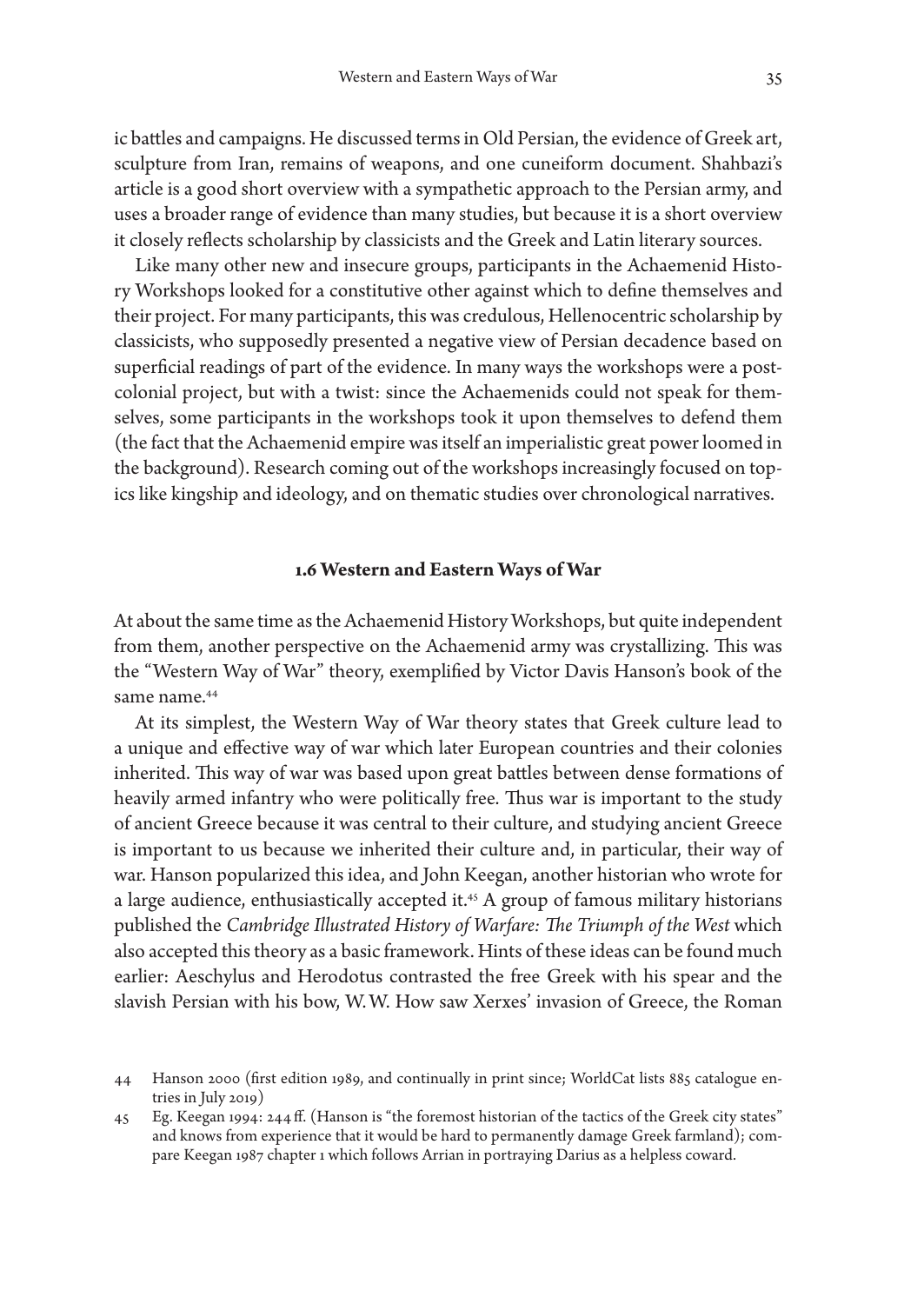ic battles and campaigns. He discussed terms in Old Persian, the evidence of Greek art, sculpture from Iran, remains of weapons, and one cuneiform document. Shahbazi's article is a good short overview with a sympathetic approach to the Persian army, and uses a broader range of evidence than many studies, but because it is a short overview it closely reflects scholarship by classicists and the Greek and Latin literary sources.

Like many other new and insecure groups, participants in the Achaemenid History Workshops looked for a constitutive other against which to define themselves and their project. For many participants, this was credulous, Hellenocentric scholarship by classicists, who supposedly presented a negative view of Persian decadence based on superficial readings of part of the evidence. In many ways the workshops were a post-colonial project, but with a twist: since the Achaemenids could not speak for themselves, some participants in the workshops took it upon themselves to defend them (the fact that the Achaemenid empire was itself an imperialistic great power loomed in the background). Research coming out of the workshops increasingly focused on topics like kingship and ideology, and on thematic studies over chronological narratives.

### 1.6 Western and Eastern Ways of War

At about the same time as the Achaemenid History Workshops, but quite independent from them, another perspective on the Achaemenid army was crystallizing. This was the "Western Way of War" theory, exemplified by Victor Davis Hanson's book of the same name.[44]

At its simplest, the Western Way of War theory states that Greek culture lead to a unique and effective way of war which later European countries and their colonies inherited. This way of war was based upon great battles between dense formations of heavily armed infantry who were politically free. Thus war is important to the study of ancient Greece because it was central to their culture, and studying ancient Greece is important to us because we inherited their culture and, in particular, their way of war. Hanson popularized this idea, and John Keegan, another historian who wrote for a large audience, enthusiastically accepted it.[45] A group of famous military historians published the *Cambridge Illustrated History of Warfare: The Triumph of the West* which also accepted this theory as a basic framework. Hints of these ideas can be found much earlier: Aeschylus and Herodotus contrasted the free Greek with his spear and the slavish Persian with his bow, W.W. How saw Xerxes' invasion of Greece, the Roman

44 Hanson 2000 (first edition 1989, and continually in print since; WorldCat lists 885 catalogue entries in July 2019)

45 Eg. Keegan 1994: 244 ff. (Hanson is "the foremost historian of the tactics of the Greek city states" and knows from experience that it would be hard to permanently damage Greek farmland); compare Keegan 1987 chapter 1 which follows Arrian in portraying Darius as a helpless coward.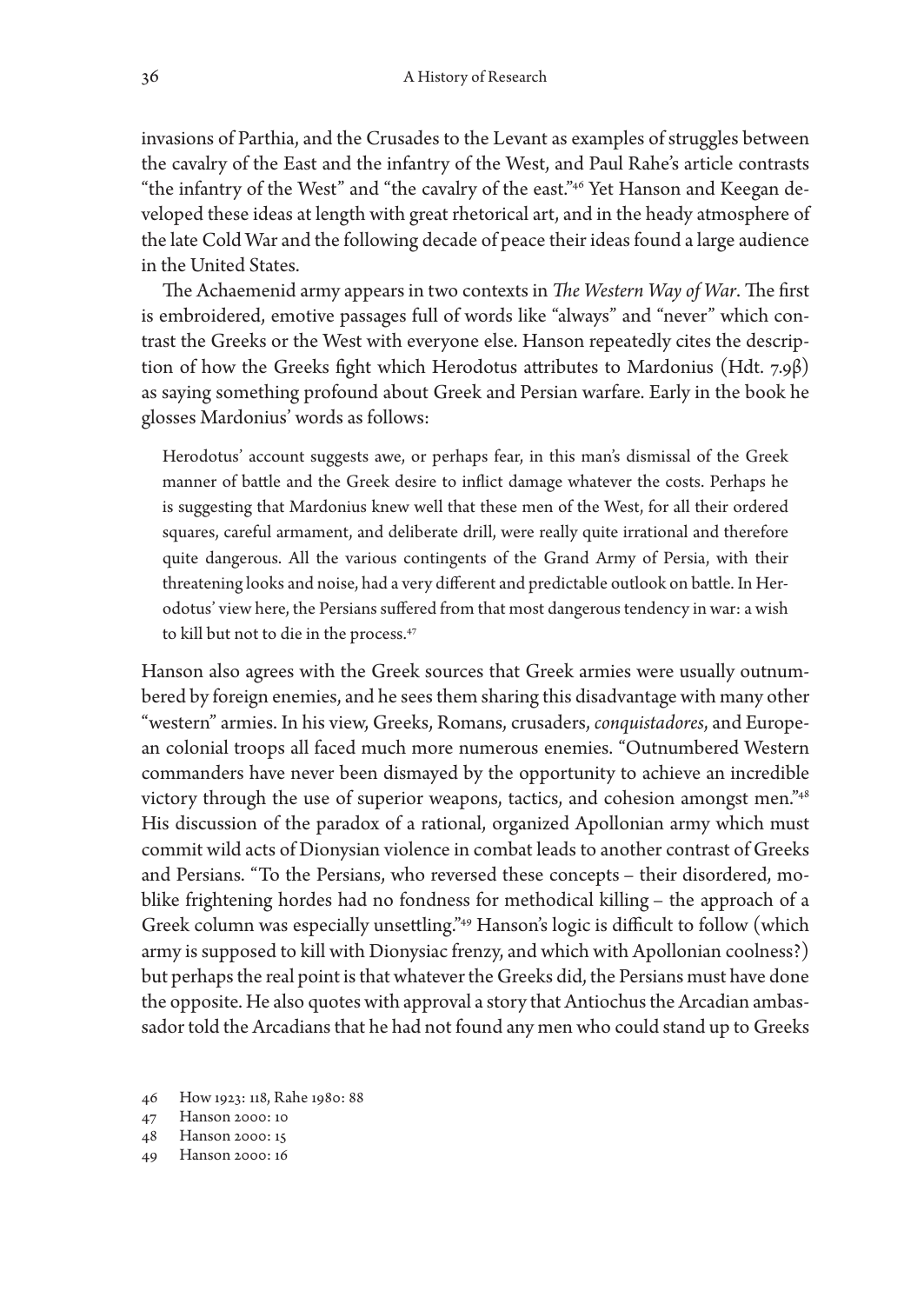invasions of Parthia, and the Crusades to the Levant as examples of struggles between the cavalry of the East and the infantry of the West, and Paul Rahe's article contrasts "the infantry of the West" and "the cavalry of the east."[46] Yet Hanson and Keegan developed these ideas at length with great rhetorical art, and in the heady atmosphere of the late Cold War and the following decade of peace their ideas found a large audience in the United States.

The Achaemenid army appears in two contexts in *The Western Way of War*. The first is embroidered, emotive passages full of words like "always" and "never" which contrast the Greeks or the West with everyone else. Hanson repeatedly cites the description of how the Greeks fight which Herodotus attributes to Mardonius (Hdt. 7.9β) as saying something profound about Greek and Persian warfare. Early in the book he glosses Mardonius' words as follows:

> Herodotus' account suggests awe, or perhaps fear, in this man's dismissal of the Greek manner of battle and the Greek desire to inflict damage whatever the costs. Perhaps he is suggesting that Mardonius knew well that these men of the West, for all their ordered squares, careful armament, and deliberate drill, were really quite irrational and therefore quite dangerous. All the various contingents of the Grand Army of Persia, with their threatening looks and noise, had a very different and predictable outlook on battle. In Herodotus' view here, the Persians suffered from that most dangerous tendency in war: a wish to kill but not to die in the process.[47]

Hanson also agrees with the Greek sources that Greek armies were usually outnumbered by foreign enemies, and he sees them sharing this disadvantage with many other "western" armies. In his view, Greeks, Romans, crusaders, *conquistadores*, and European colonial troops all faced much more numerous enemies. "Outnumbered Western commanders have never been dismayed by the opportunity to achieve an incredible victory through the use of superior weapons, tactics, and cohesion amongst men."[48] His discussion of the paradox of a rational, organized Apollonian army which must commit wild acts of Dionysian violence in combat leads to another contrast of Greeks and Persians. "To the Persians, who reversed these concepts – their disordered, moblike frightening hordes had no fondness for methodical killing – the approach of a Greek column was especially unsettling."[49] Hanson's logic is difficult to follow (which army is supposed to kill with Dionysiac frenzy, and which with Apollonian coolness?) but perhaps the real point is that whatever the Greeks did, the Persians must have done the opposite. He also quotes with approval a story that Antiochus the Arcadian ambassador told the Arcadians that he had not found any men who could stand up to Greeks

46 How 1923: 118, Rahe 1980: 88

47 Hanson 2000: 10

48 Hanson 2000: 15

49 Hanson 2000: 16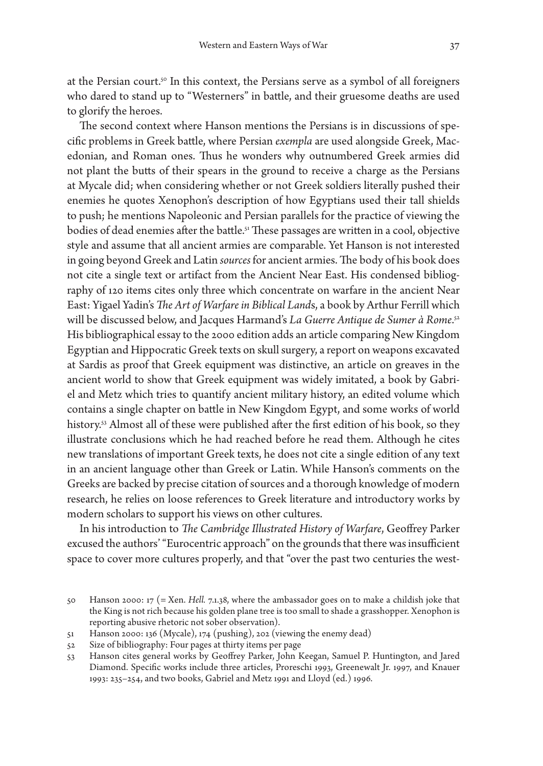at the Persian court.[50] In this context, the Persians serve as a symbol of all foreigners who dared to stand up to "Westerners" in battle, and their gruesome deaths are used to glorify the heroes.

The second context where Hanson mentions the Persians is in discussions of specific problems in Greek battle, where Persian *exempla* are used alongside Greek, Macedonian, and Roman ones. Thus he wonders why outnumbered Greek armies did not plant the butts of their spears in the ground to receive a charge as the Persians at Mycale did; when considering whether or not Greek soldiers literally pushed their enemies he quotes Xenophon's description of how Egyptians used their tall shields to push; he mentions Napoleonic and Persian parallels for the practice of viewing the bodies of dead enemies after the battle.[51] These passages are written in a cool, objective style and assume that all ancient armies are comparable. Yet Hanson is not interested in going beyond Greek and Latin *sources* for ancient armies. The body of his book does not cite a single text or artifact from the Ancient Near East. His condensed bibliography of 120 items cites only three which concentrate on warfare in the ancient Near East: Yigael Yadin's *The Art of Warfare in Biblical Land*s, a book by Arthur Ferrill which will be discussed below, and Jacques Harmand's *La Guerre Antique de Sumer à Rome*.[52] His bibliographical essay to the 2000 edition adds an article comparing New Kingdom Egyptian and Hippocratic Greek texts on skull surgery, a report on weapons excavated at Sardis as proof that Greek equipment was distinctive, an article on greaves in the ancient world to show that Greek equipment was widely imitated, a book by Gabriel and Metz which tries to quantify ancient military history, an edited volume which contains a single chapter on battle in New Kingdom Egypt, and some works of world history.[53] Almost all of these were published after the first edition of his book, so they illustrate conclusions which he had reached before he read them. Although he cites new translations of important Greek texts, he does not cite a single edition of any text in an ancient language other than Greek or Latin. While Hanson's comments on the Greeks are backed by precise citation of sources and a thorough knowledge of modern research, he relies on loose references to Greek literature and introductory works by modern scholars to support his views on other cultures.

In his introduction to *The Cambridge Illustrated History of Warfare*, Geoffrey Parker excused the authors' "Eurocentric approach" on the grounds that there was insufficient space to cover more cultures properly, and that "over the past two centuries the west-

50 Hanson 2000: 17 (= Xen. *Hell.* 7.1.38, where the ambassador goes on to make a childish joke that the King is not rich because his golden plane tree is too small to shade a grasshopper. Xenophon is reporting abusive rhetoric not sober observation).

51 Hanson 2000: 136 (Mycale), 174 (pushing), 202 (viewing the enemy dead)

52 Size of bibliography: Four pages at thirty items per page

53 Hanson cites general works by Geoffrey Parker, John Keegan, Samuel P. Huntington, and Jared Diamond. Specific works include three articles, Proreschi 1993, Greenewalt Jr. 1997, and Knauer 1993: 235–254, and two books, Gabriel and Metz 1991 and Lloyd (ed.) 1996.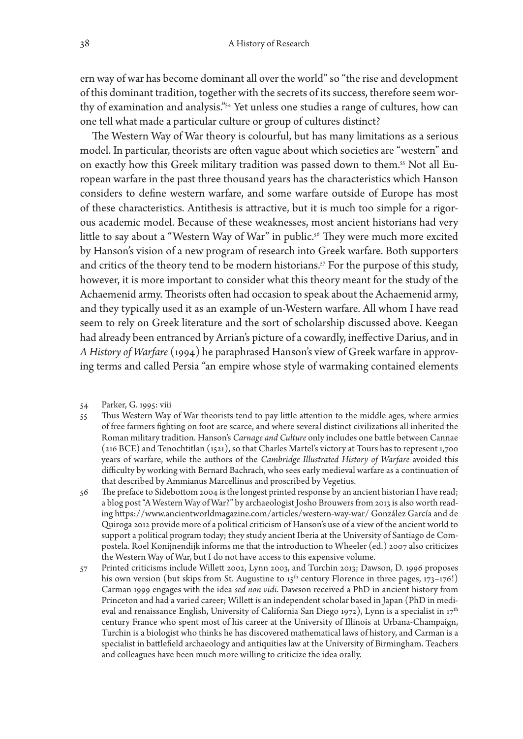ern way of war has become dominant all over the world" so "the rise and development of this dominant tradition, together with the secrets of its success, therefore seem worthy of examination and analysis."[54] Yet unless one studies a range of cultures, how can one tell what made a particular culture or group of cultures distinct?

The Western Way of War theory is colourful, but has many limitations as a serious model. In particular, theorists are often vague about which societies are "western" and on exactly how this Greek military tradition was passed down to them.[55] Not all European warfare in the past three thousand years has the characteristics which Hanson considers to define western warfare, and some warfare outside of Europe has most of these characteristics. Antithesis is attractive, but it is much too simple for a rigorous academic model. Because of these weaknesses, most ancient historians had very little to say about a "Western Way of War" in public.[56] They were much more excited by Hanson's vision of a new program of research into Greek warfare. Both supporters and critics of the theory tend to be modern historians.[57] For the purpose of this study, however, it is more important to consider what this theory meant for the study of the Achaemenid army. Theorists often had occasion to speak about the Achaemenid army, and they typically used it as an example of un-Western warfare. All whom I have read seem to rely on Greek literature and the sort of scholarship discussed above. Keegan had already been entranced by Arrian's picture of a cowardly, ineffective Darius, and in *A History of Warfare* (1994) he paraphrased Hanson's view of Greek warfare in approving terms and called Persia "an empire whose style of warmaking contained elements

54 Parker, G. 1995: viii

55 Thus Western Way of War theorists tend to pay little attention to the middle ages, where armies of free farmers fighting on foot are scarce, and where several distinct civilizations all inherited the Roman military tradition. Hanson's *Carnage and Culture* only includes one battle between Cannae (216 BCE) and Tenochtitlan (1521), so that Charles Martel's victory at Tours has to represent 1,700 years of warfare, while the authors of the *Cambridge Illustrated History of Warfare* avoided this difficulty by working with Bernard Bachrach, who sees early medieval warfare as a continuation of that described by Ammianus Marcellinus and proscribed by Vegetius.

56 The preface to Sidebottom 2004 is the longest printed response by an ancient historian I have read; a blog post "A Western Way of War?" by archaeologist Josho Brouwers from 2013 is also worth reading https://www.ancientworldmagazine.com/articles/western-way-war/ González García and de Quiroga 2012 provide more of a political criticism of Hanson's use of a view of the ancient world to support a political program today; they study ancient Iberia at the University of Santiago de Compostela. Roel Konijnendijk informs me that the introduction to Wheeler (ed.) 2007 also criticizes the Western Way of War, but I do not have access to this expensive volume.

57 Printed criticisms include Willett 2002, Lynn 2003, and Turchin 2013; Dawson, D. 1996 proposes his own version (but skips from St. Augustine to 15th century Florence in three pages, 173–176!) Carman 1999 engages with the idea *sed non vidi*. Dawson received a PhD in ancient history from Princeton and had a varied career; Willett is an independent scholar based in Japan (PhD in medieval and renaissance English, University of California San Diego 1972), Lynn is a specialist in 17th century France who spent most of his career at the University of Illinois at Urbana-Champaign, Turchin is a biologist who thinks he has discovered mathematical laws of history, and Carman is a specialist in battlefield archaeology and antiquities law at the University of Birmingham. Teachers and colleagues have been much more willing to criticize the idea orally.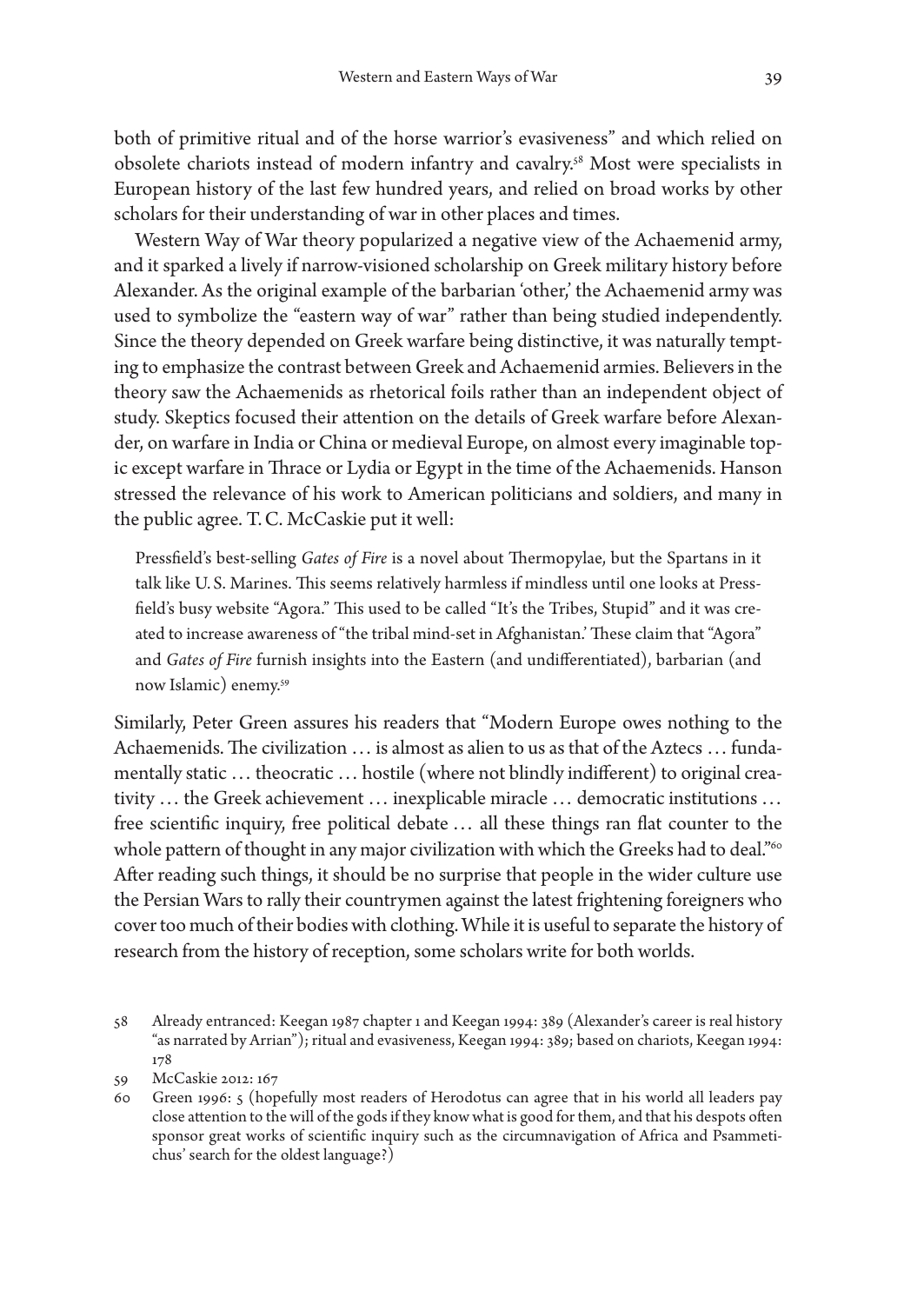both of primitive ritual and of the horse warrior's evasiveness" and which relied on obsolete chariots instead of modern infantry and cavalry.[58] Most were specialists in European history of the last few hundred years, and relied on broad works by other scholars for their understanding of war in other places and times.

Western Way of War theory popularized a negative view of the Achaemenid army, and it sparked a lively if narrow-visioned scholarship on Greek military history before Alexander. As the original example of the barbarian 'other,' the Achaemenid army was used to symbolize the "eastern way of war" rather than being studied independently. Since the theory depended on Greek warfare being distinctive, it was naturally tempting to emphasize the contrast between Greek and Achaemenid armies. Believers in the theory saw the Achaemenids as rhetorical foils rather than an independent object of study. Skeptics focused their attention on the details of Greek warfare before Alexander, on warfare in India or China or medieval Europe, on almost every imaginable topic except warfare in Thrace or Lydia or Egypt in the time of the Achaemenids. Hanson stressed the relevance of his work to American politicians and soldiers, and many in the public agree. T.C. McCaskie put it well:

> Pressfield's best-selling *Gates of Fire* is a novel about Thermopylae, but the Spartans in it talk like U.S. Marines. This seems relatively harmless if mindless until one looks at Pressfield's busy website "Agora." This used to be called "It's the Tribes, Stupid" and it was created to increase awareness of "the tribal mind-set in Afghanistan.' These claim that "Agora" and *Gates of Fire* furnish insights into the Eastern (and undifferentiated), barbarian (and now Islamic) enemy.[59]

Similarly, Peter Green assures his readers that "Modern Europe owes nothing to the Achaemenids. The civilization … is almost as alien to us as that of the Aztecs … fundamentally static … theocratic … hostile (where not blindly indifferent) to original creativity … the Greek achievement … inexplicable miracle … democratic institutions … free scientific inquiry, free political debate … all these things ran flat counter to the whole pattern of thought in any major civilization with which the Greeks had to deal."[60] After reading such things, it should be no surprise that people in the wider culture use the Persian Wars to rally their countrymen against the latest frightening foreigners who cover too much of their bodies with clothing. While it is useful to separate the history of research from the history of reception, some scholars write for both worlds.

58 Already entranced: Keegan 1987 chapter 1 and Keegan 1994: 389 (Alexander's career is real history "as narrated by Arrian"); ritual and evasiveness, Keegan 1994: 389; based on chariots, Keegan 1994: 178

59 McCaskie 2012: 167

60 Green 1996: 5 (hopefully most readers of Herodotus can agree that in his world all leaders pay close attention to the will of the gods if they know what is good for them, and that his despots often sponsor great works of scientific inquiry such as the circumnavigation of Africa and Psammetichus' search for the oldest language?)